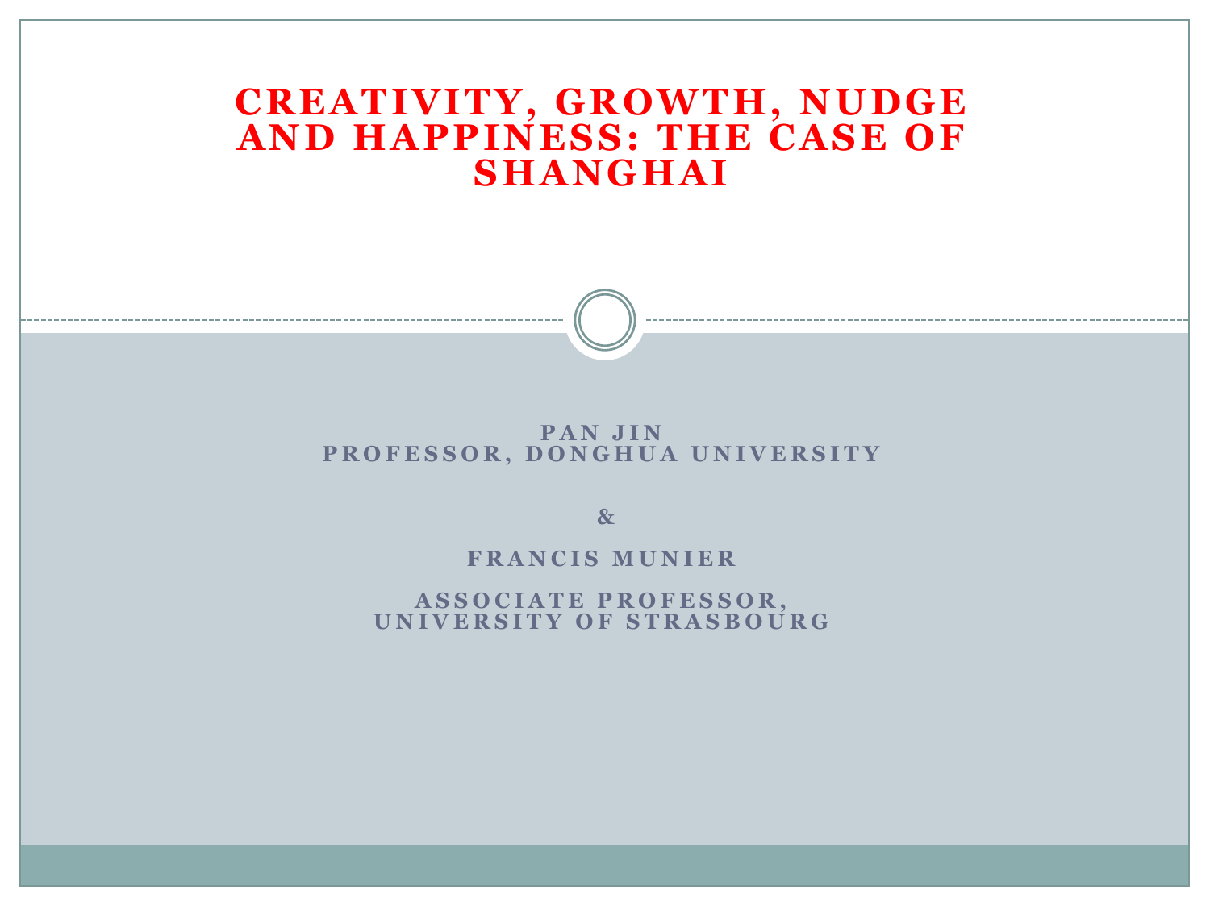# CREATIVITY, GROWTH, NUDGE AND HAPPINESS: THE CASE OF SHANGHAI

**PAN JIN**
**PROFESSOR, DONGHUA UNIVERSITY**

**&**

**FRANCIS MUNIER**

**ASSOCIATE PROFESSOR, UNIVERSITY OF STRASBOURG**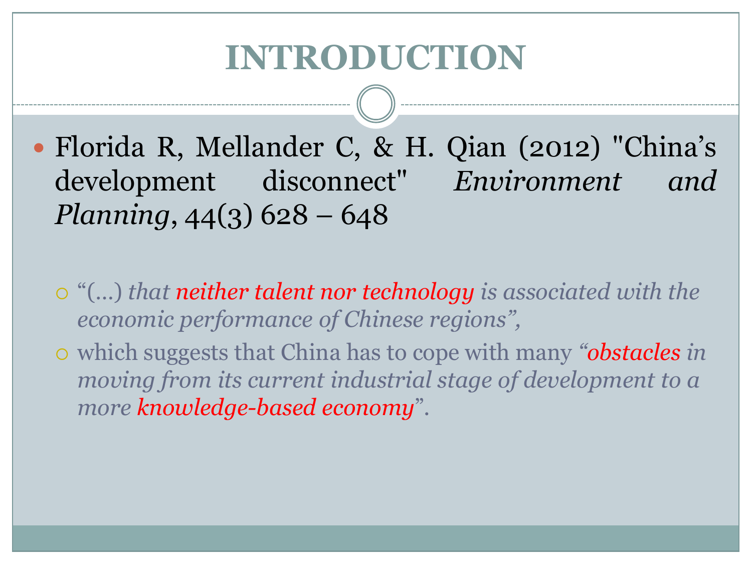# INTRODUCTION

- Florida R, Mellander C, & H. Qian (2012) "China's development disconnect" *Environment and Planning*, 44(3) 628 – 648
  - "(…) *that neither talent nor technology is associated with the economic performance of Chinese regions",*
  - which suggests that China has to cope with many *"obstacles in moving from its current industrial stage of development to a more knowledge-based economy*".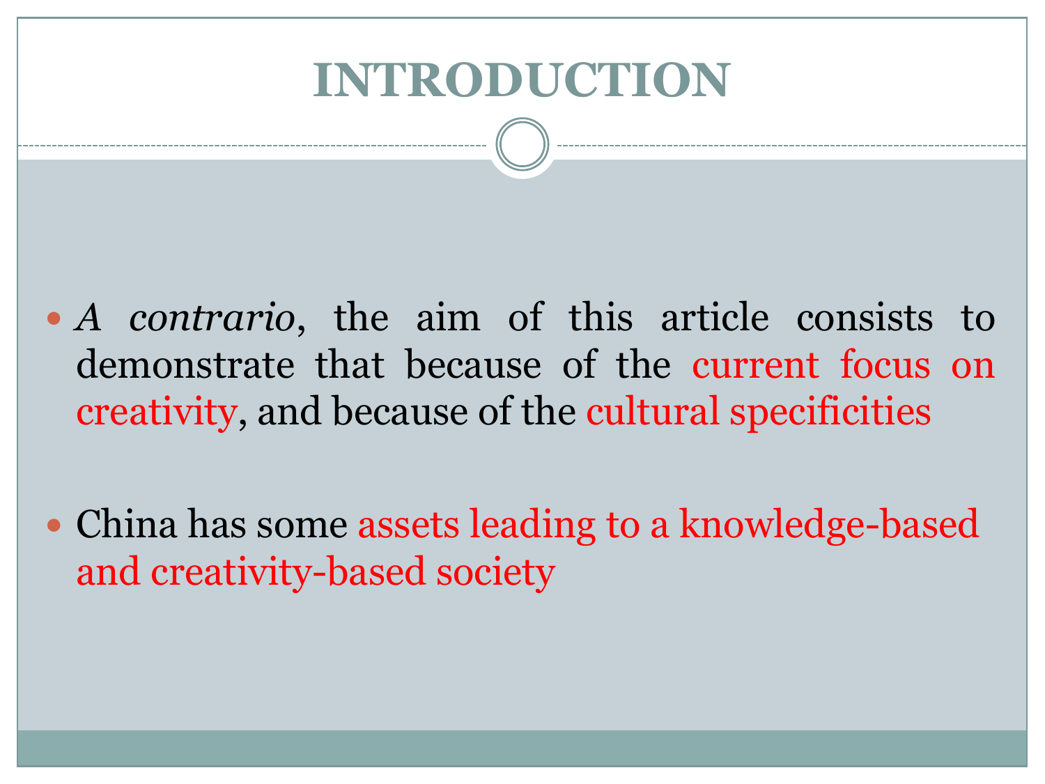# INTRODUCTION

- *A contrario*, the aim of this article consists to demonstrate that because of the current focus on creativity, and because of the cultural specificities
- China has some assets leading to a knowledge-based and creativity-based society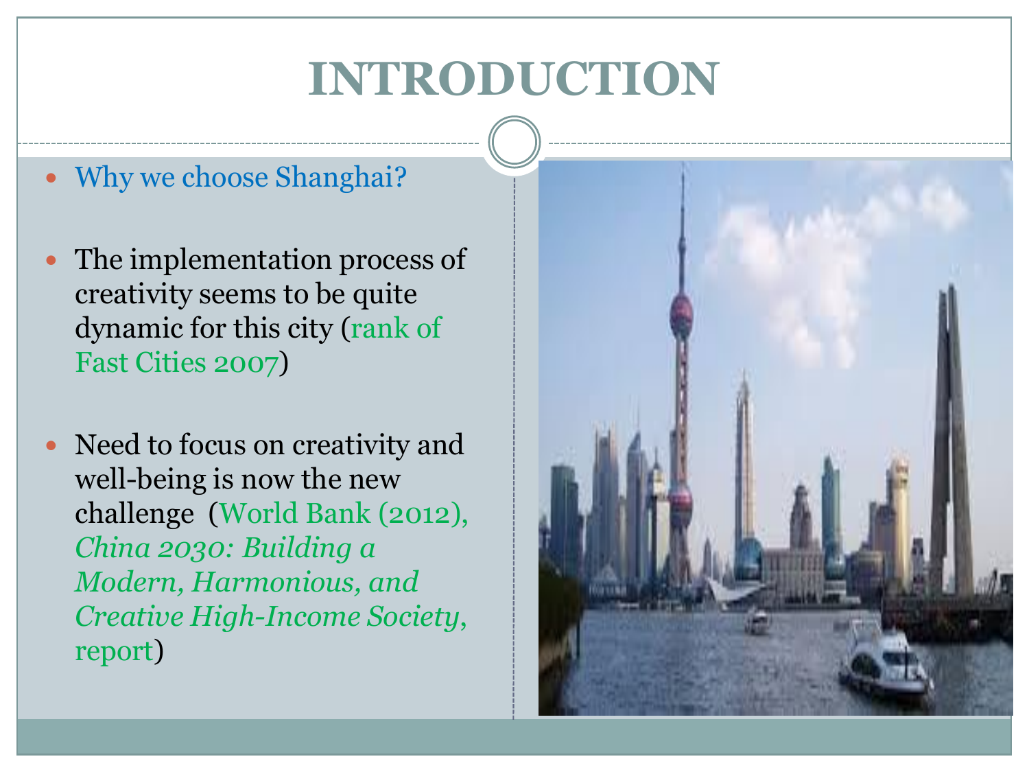# INTRODUCTION

- Why we choose Shanghai?
- The implementation process of creativity seems to be quite dynamic for this city (rank of Fast Cities 2007)
- Need to focus on creativity and well-being is now the new challenge (World Bank (2012), *China 2030: Building a Modern, Harmonious, and Creative High-Income Society*, report)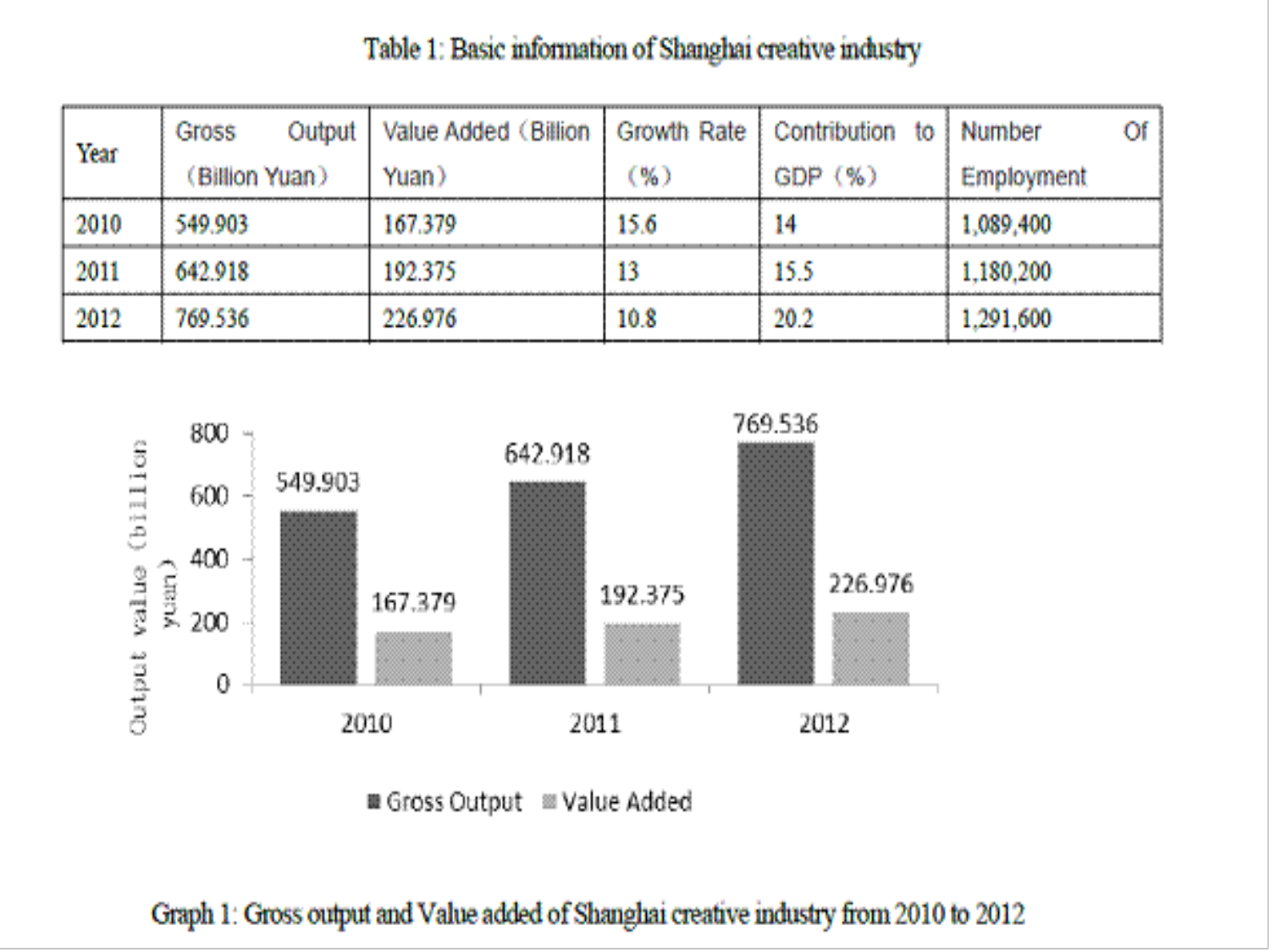Table 1: Basic information of Shanghai creative industry

| Year | Gross Output (Billion Yuan) | Value Added (Billion Yuan) | Growth Rate (%) | Contribution to GDP (%) | Number Of Employment |
|---|---|---|---|---|---|
| 2010 | 549.903 | 167.379 | 15.6 | 14 | 1,089,400 |
| 2011 | 642.918 | 192.375 | 13 | 15.5 | 1,180,200 |
| 2012 | 769.536 | 226.976 | 10.8 | 20.2 | 1,291,600 |

Graph 1: Gross output and Value added of Shanghai creative industry from 2010 to 2012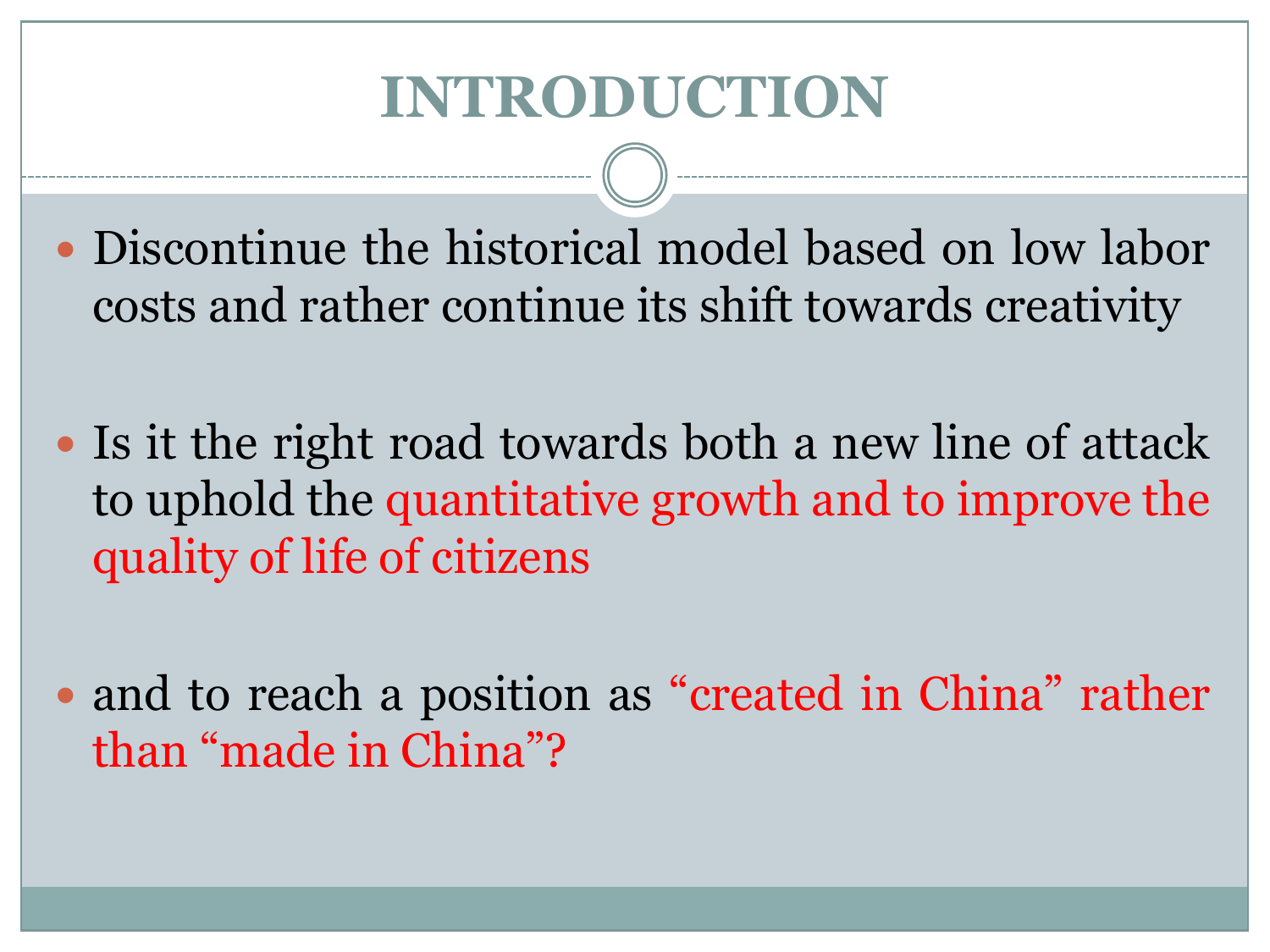# INTRODUCTION

- Discontinue the historical model based on low labor costs and rather continue its shift towards creativity

- Is it the right road towards both a new line of attack to uphold the quantitative growth and to improve the quality of life of citizens

- and to reach a position as "created in China" rather than "made in China"?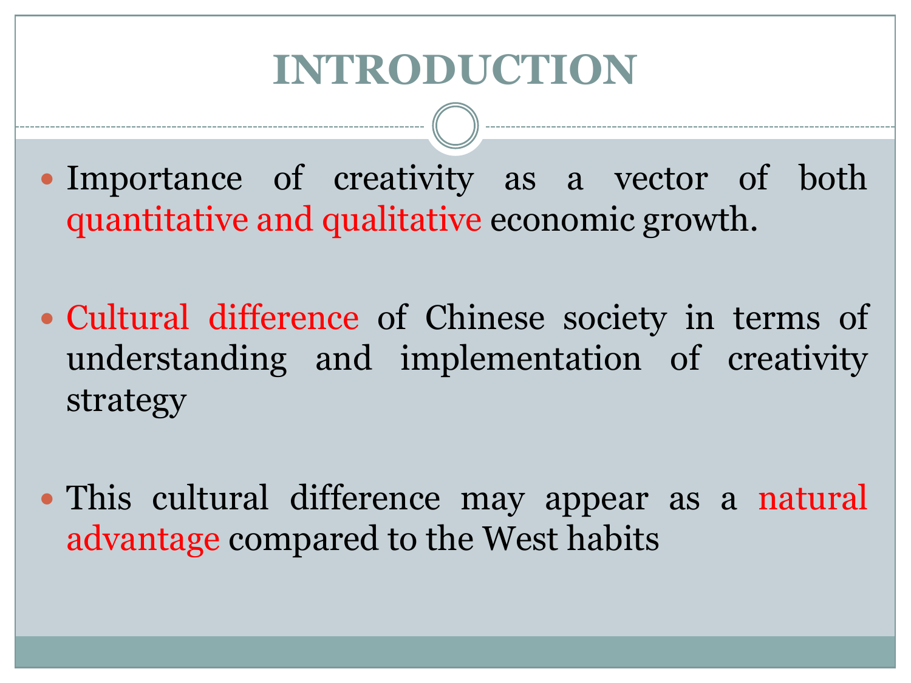# INTRODUCTION

- Importance of creativity as a vector of both quantitative and qualitative economic growth.

- Cultural difference of Chinese society in terms of understanding and implementation of creativity strategy

- This cultural difference may appear as a natural advantage compared to the West habits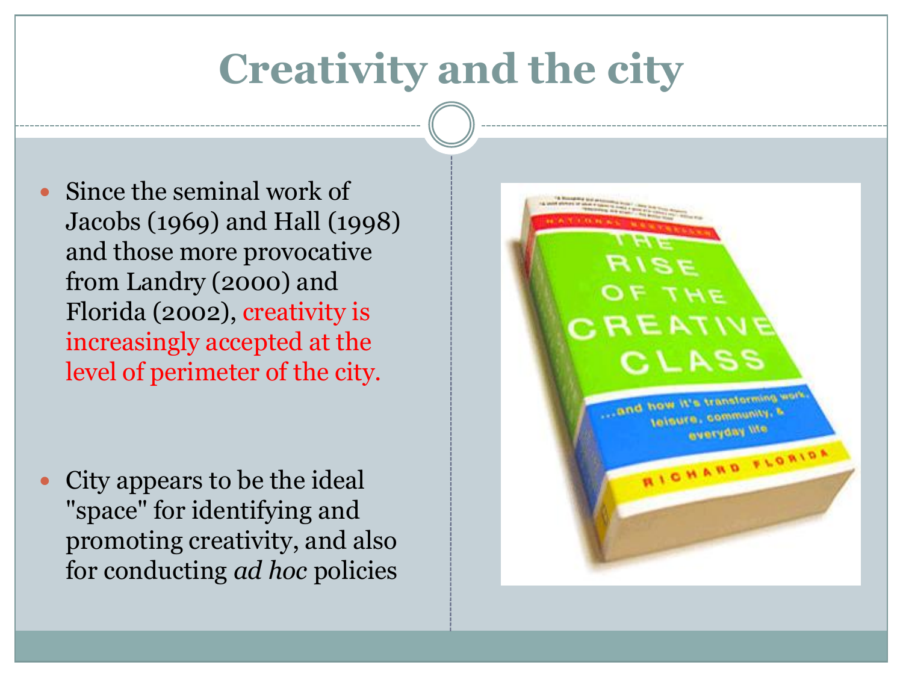# Creativity and the city

- Since the seminal work of Jacobs (1969) and Hall (1998) and those more provocative from Landry (2000) and Florida (2002), creativity is increasingly accepted at the level of perimeter of the city.

- City appears to be the ideal "space" for identifying and promoting creativity, and also for conducting *ad hoc* policies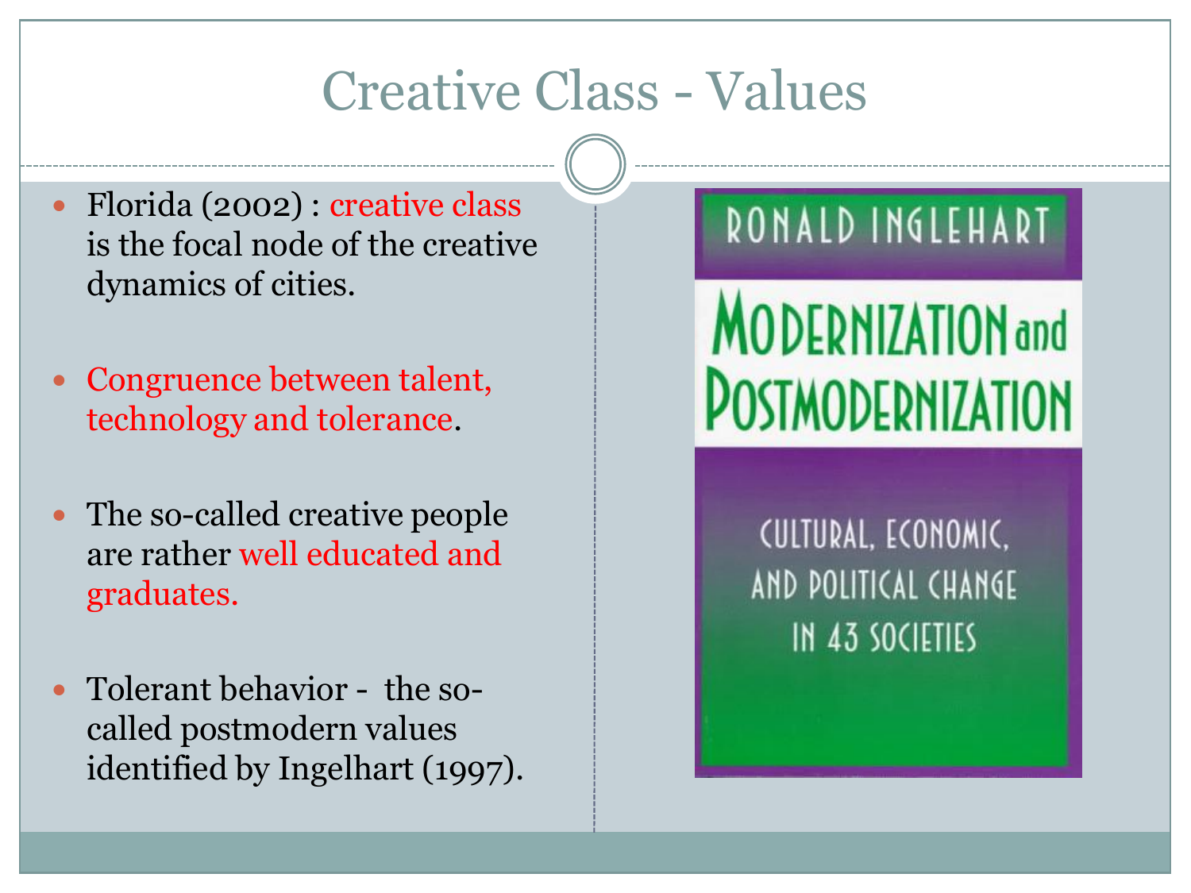# Creative Class - Values

- Florida (2002) : creative class is the focal node of the creative dynamics of cities.
- Congruence between talent, technology and tolerance.
- The so-called creative people are rather well educated and graduates.
- Tolerant behavior - the so-called postmodern values identified by Ingelhart (1997).

RONALD INGLEHART

MODERNIZATION and POSTMODERNIZATION

CULTURAL, ECONOMIC, AND POLITICAL CHANGE IN 43 SOCIETIES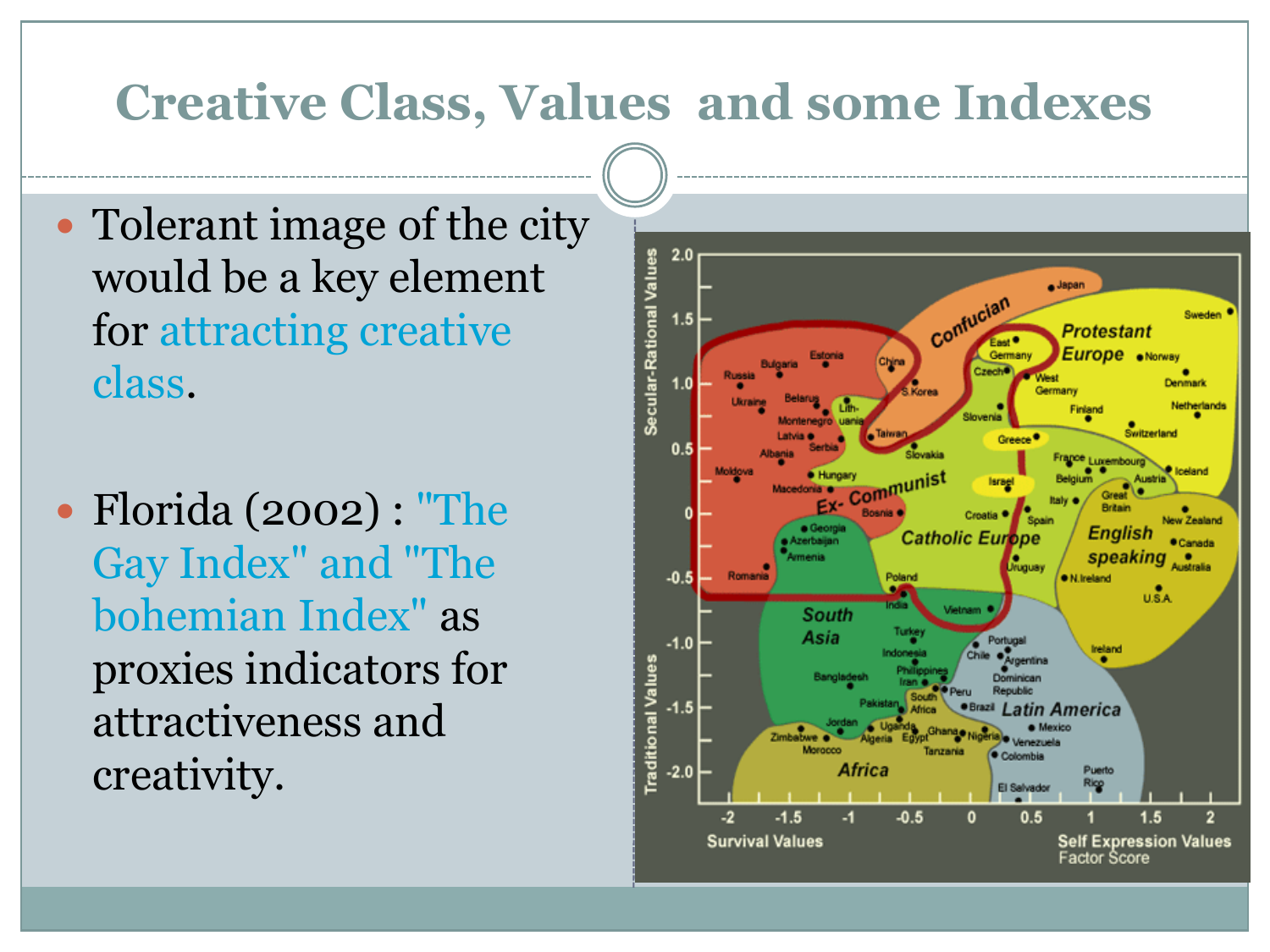# Creative Class, Values and some Indexes

- Tolerant image of the city would be a key element for attracting creative class.
- Florida (2002) : "The Gay Index" and "The bohemian Index" as proxies indicators for attractiveness and creativity.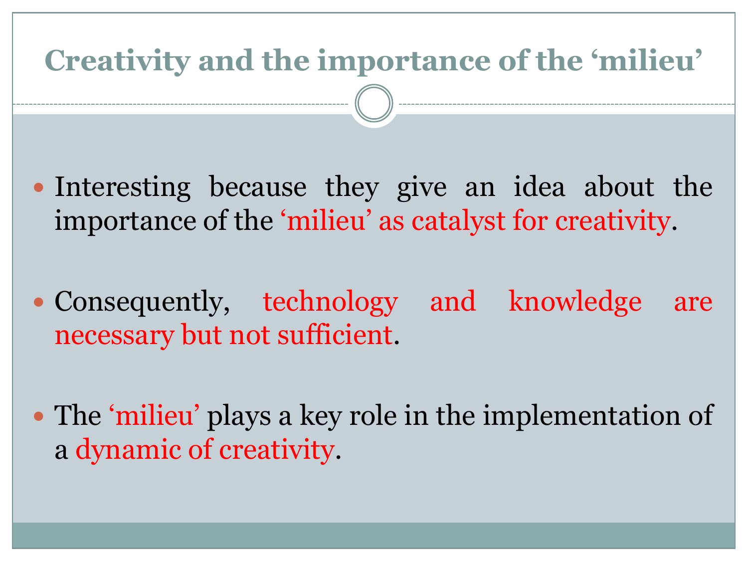# Creativity and the importance of the ‘milieu’

- Interesting because they give an idea about the importance of the ‘milieu’ as catalyst for creativity.
- Consequently, technology and knowledge are necessary but not sufficient.
- The ‘milieu’ plays a key role in the implementation of a dynamic of creativity.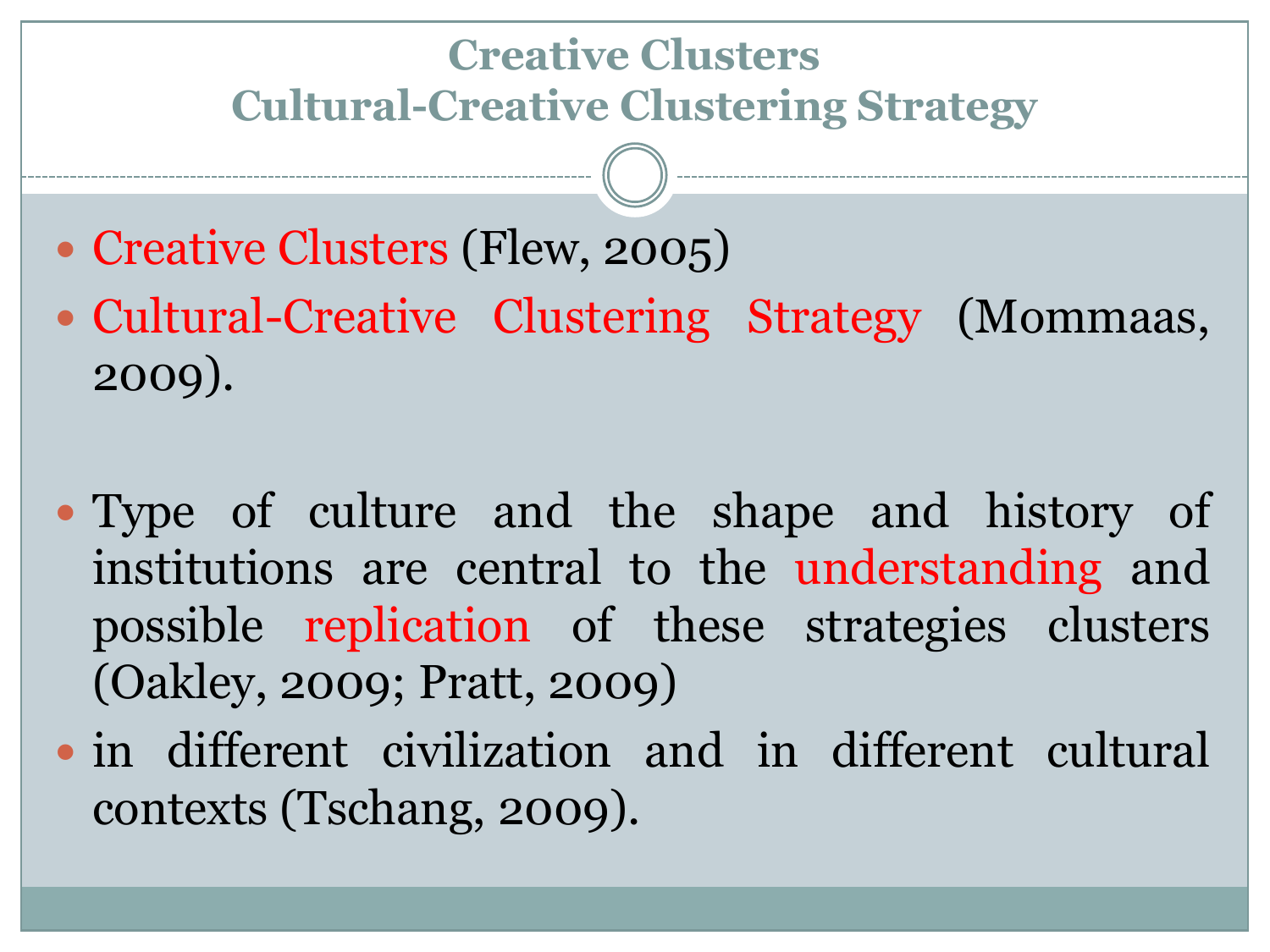# Creative Clusters
## Cultural-Creative Clustering Strategy

- Creative Clusters (Flew, 2005)
- Cultural-Creative Clustering Strategy (Mommaas, 2009).

- Type of culture and the shape and history of institutions are central to the understanding and possible replication of these strategies clusters (Oakley, 2009; Pratt, 2009)
- in different civilization and in different cultural contexts (Tschang, 2009).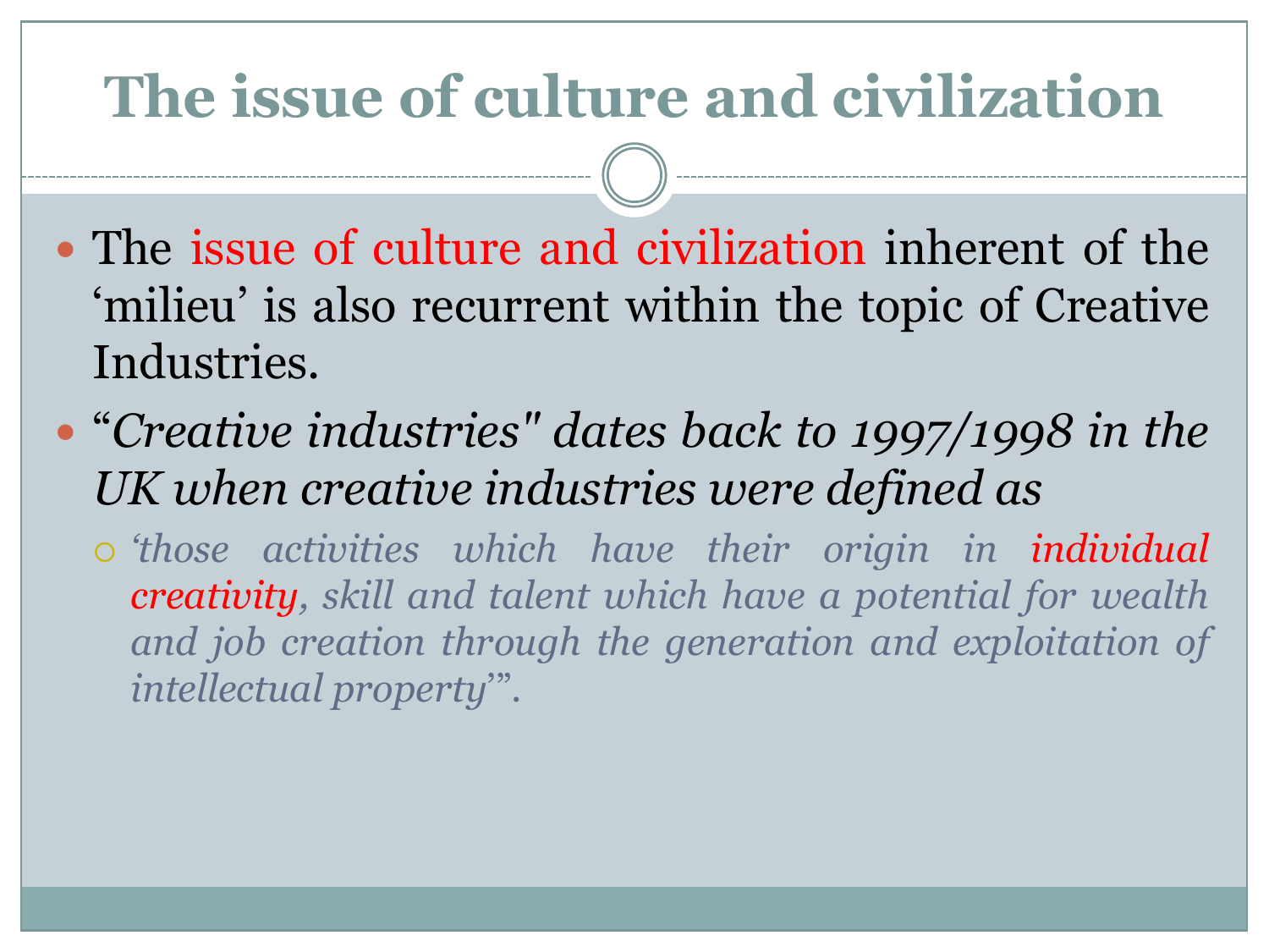# The issue of culture and civilization

- The issue of culture and civilization inherent of the 'milieu' is also recurrent within the topic of Creative Industries.
- "*Creative industries" dates back to 1997/1998 in the UK when creative industries were defined as*
  - *'those activities which have their origin in individual creativity, skill and talent which have a potential for wealth and job creation through the generation and exploitation of intellectual property'".*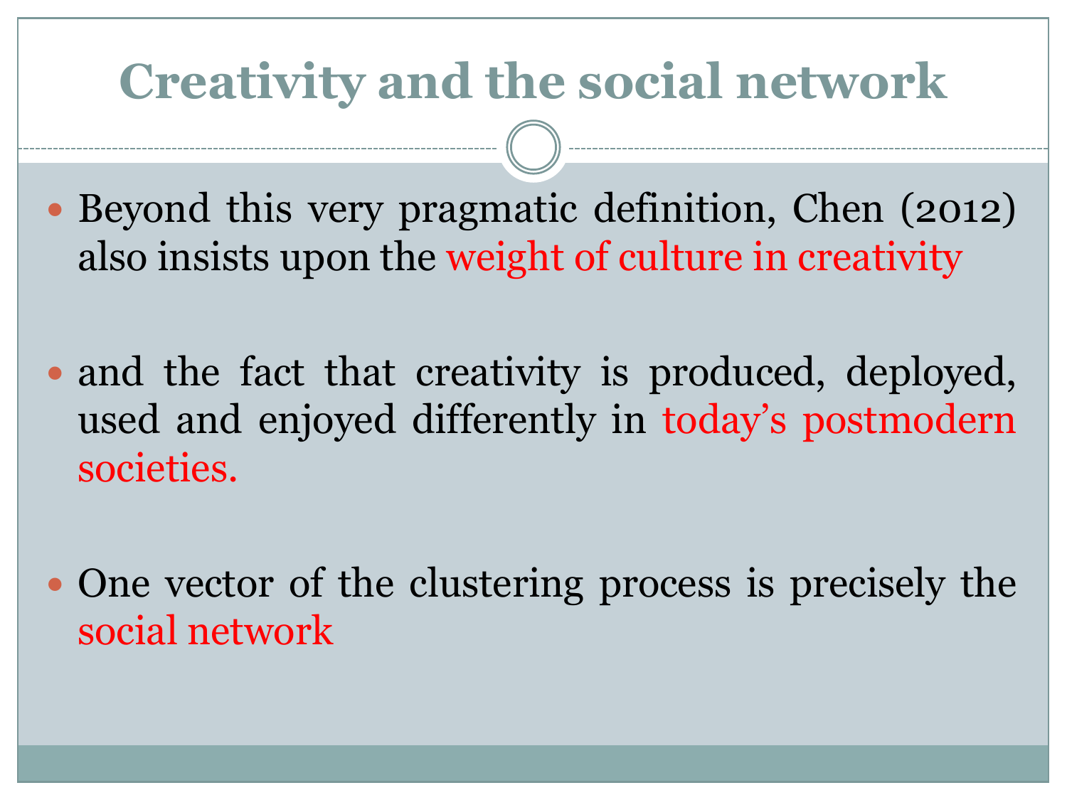# Creativity and the social network

- Beyond this very pragmatic definition, Chen (2012) also insists upon the weight of culture in creativity
- and the fact that creativity is produced, deployed, used and enjoyed differently in today's postmodern societies.
- One vector of the clustering process is precisely the social network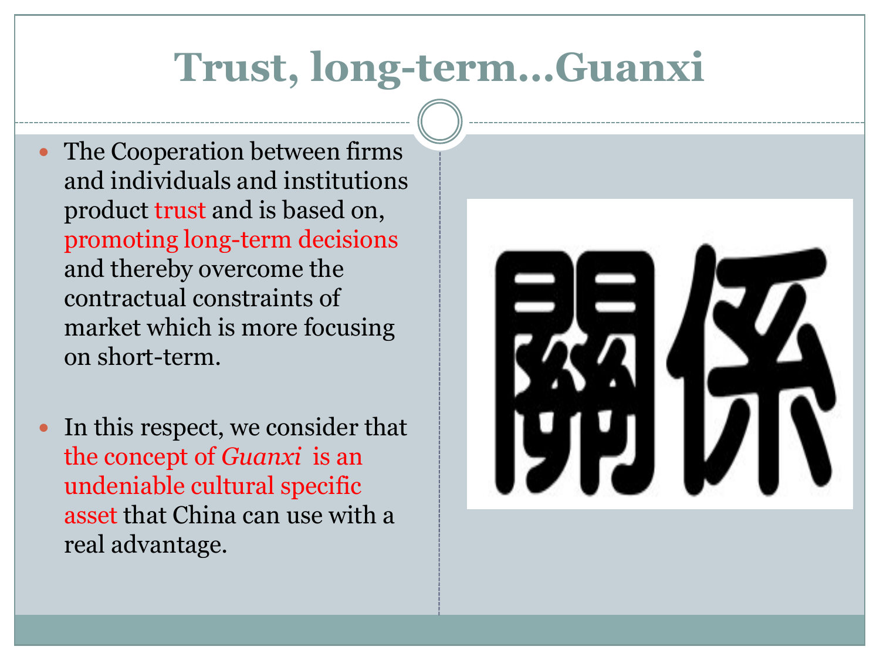# Trust, long-term…Guanxi

- The Cooperation between firms and individuals and institutions product trust and is based on, promoting long-term decisions and thereby overcome the contractual constraints of market which is more focusing on short-term.

- In this respect, we consider that the concept of *Guanxi* is an undeniable cultural specific asset that China can use with a real advantage.

關係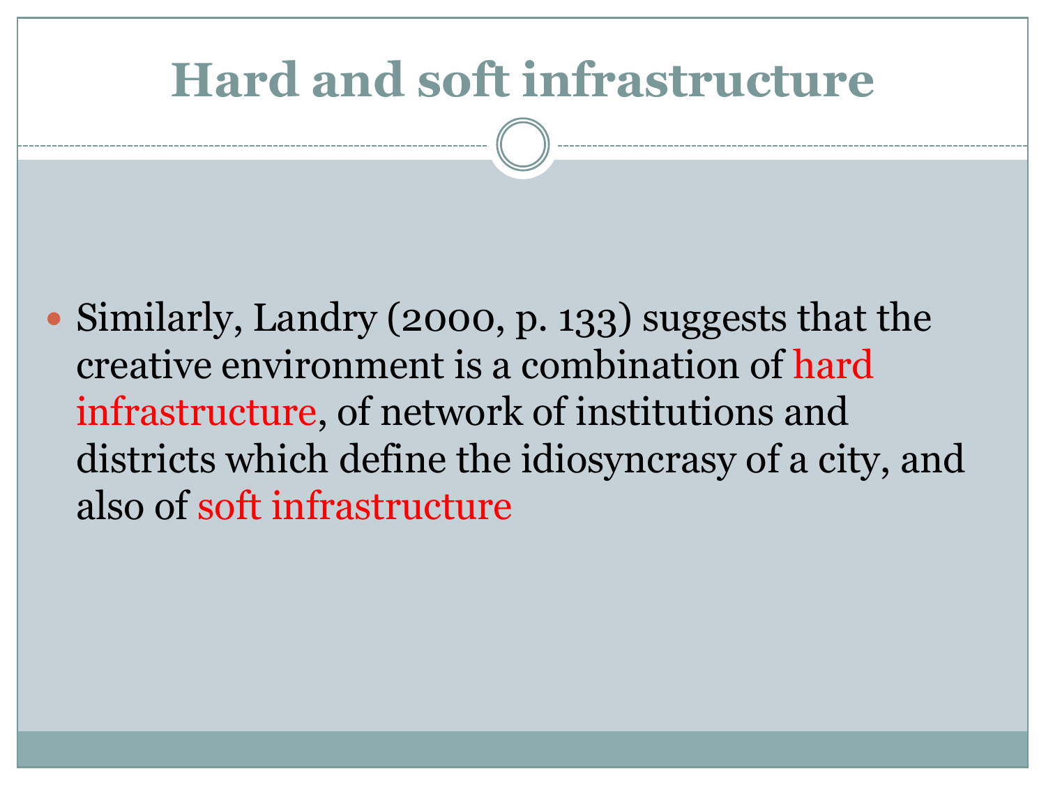# Hard and soft infrastructure

- Similarly, Landry (2000, p. 133) suggests that the creative environment is a combination of hard infrastructure, of network of institutions and districts which define the idiosyncrasy of a city, and also of soft infrastructure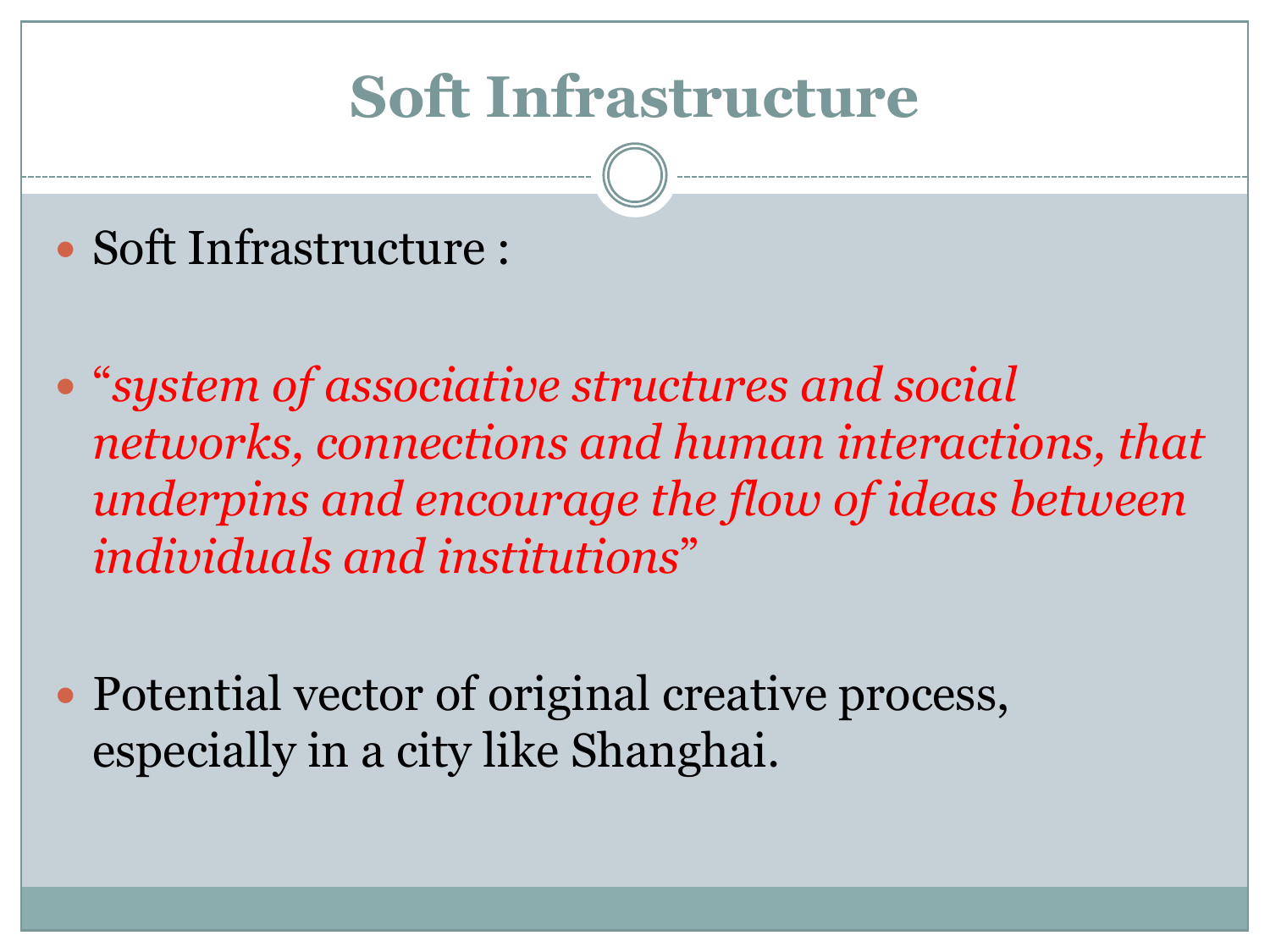# Soft Infrastructure

- Soft Infrastructure :

- “*system of associative structures and social networks, connections and human interactions, that underpins and encourage the flow of ideas between individuals and institutions*”

- Potential vector of original creative process, especially in a city like Shanghai.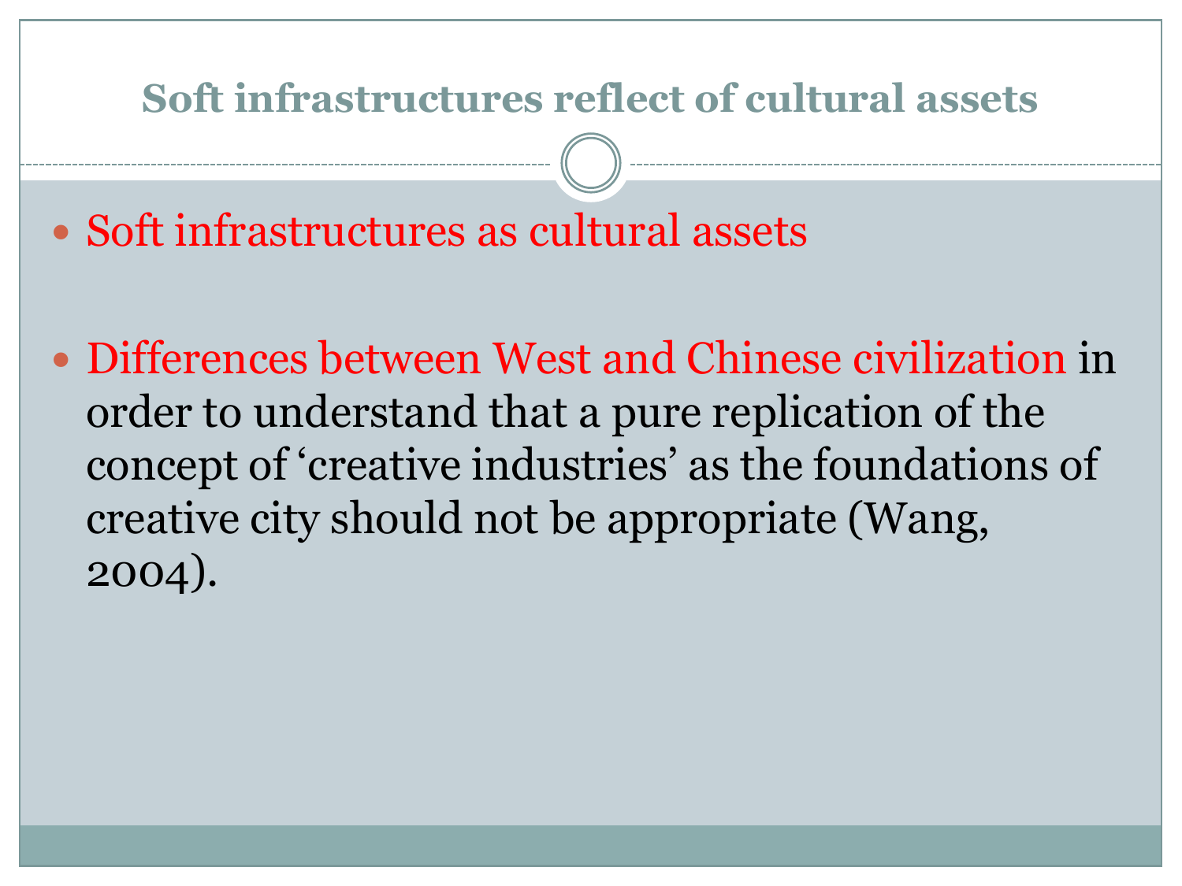# Soft infrastructures reflect of cultural assets

- Soft infrastructures as cultural assets

- Differences between West and Chinese civilization in order to understand that a pure replication of the concept of 'creative industries' as the foundations of creative city should not be appropriate (Wang, 2004).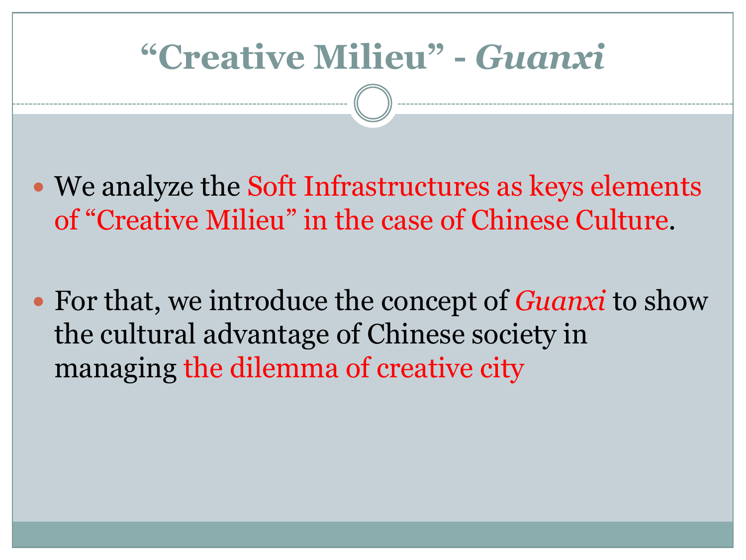# "Creative Milieu" - *Guanxi*

- We analyze the Soft Infrastructures as keys elements of "Creative Milieu" in the case of Chinese Culture.
- For that, we introduce the concept of *Guanxi* to show the cultural advantage of Chinese society in managing the dilemma of creative city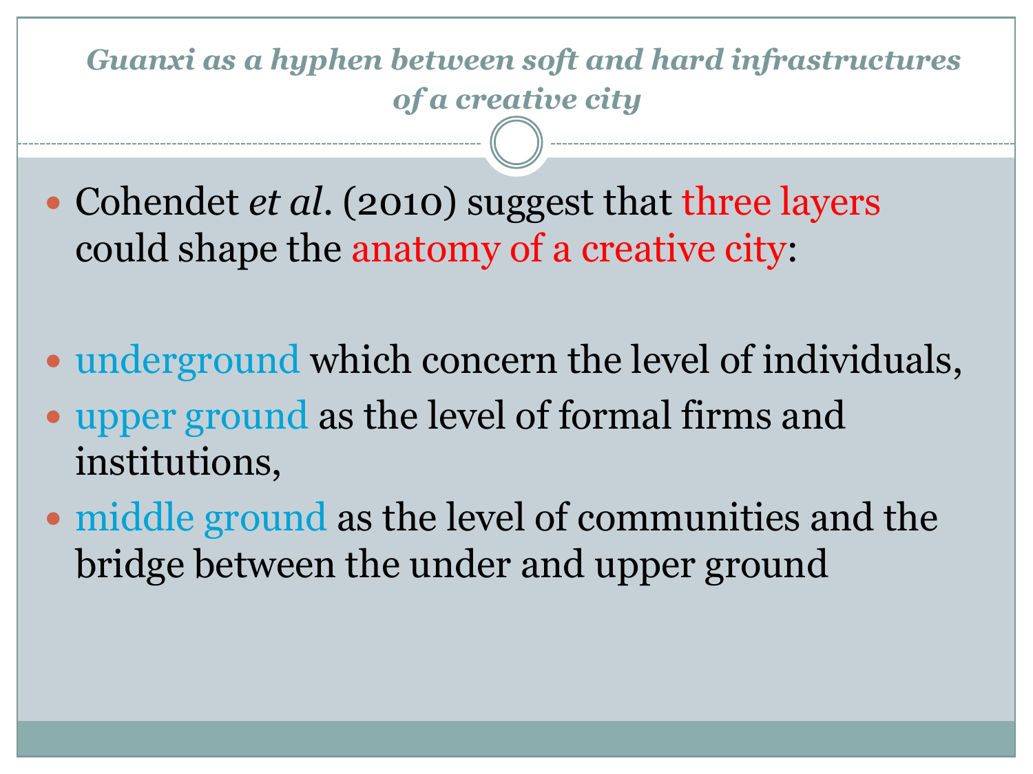## *Guanxi as a hyphen between soft and hard infrastructures of a creative city*

- Cohendet *et al*. (2010) suggest that three layers could shape the anatomy of a creative city:

- underground which concern the level of individuals,
- upper ground as the level of formal firms and institutions,
- middle ground as the level of communities and the bridge between the under and upper ground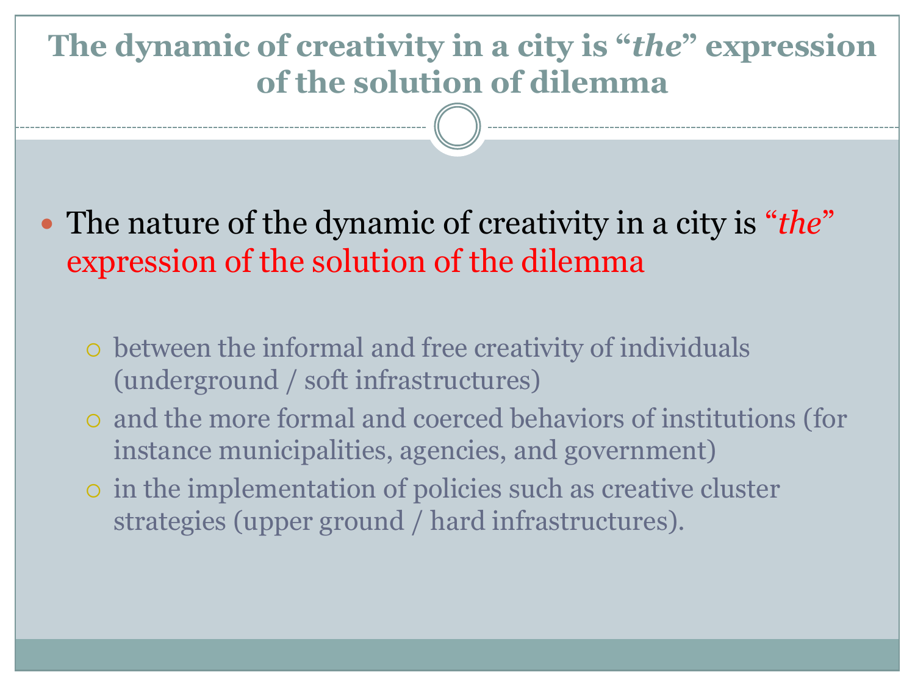# The dynamic of creativity in a city is "*the*" expression of the solution of dilemma

- The nature of the dynamic of creativity in a city is "*the*" expression of the solution of the dilemma
  - between the informal and free creativity of individuals (underground / soft infrastructures)
  - and the more formal and coerced behaviors of institutions (for instance municipalities, agencies, and government)
  - in the implementation of policies such as creative cluster strategies (upper ground / hard infrastructures).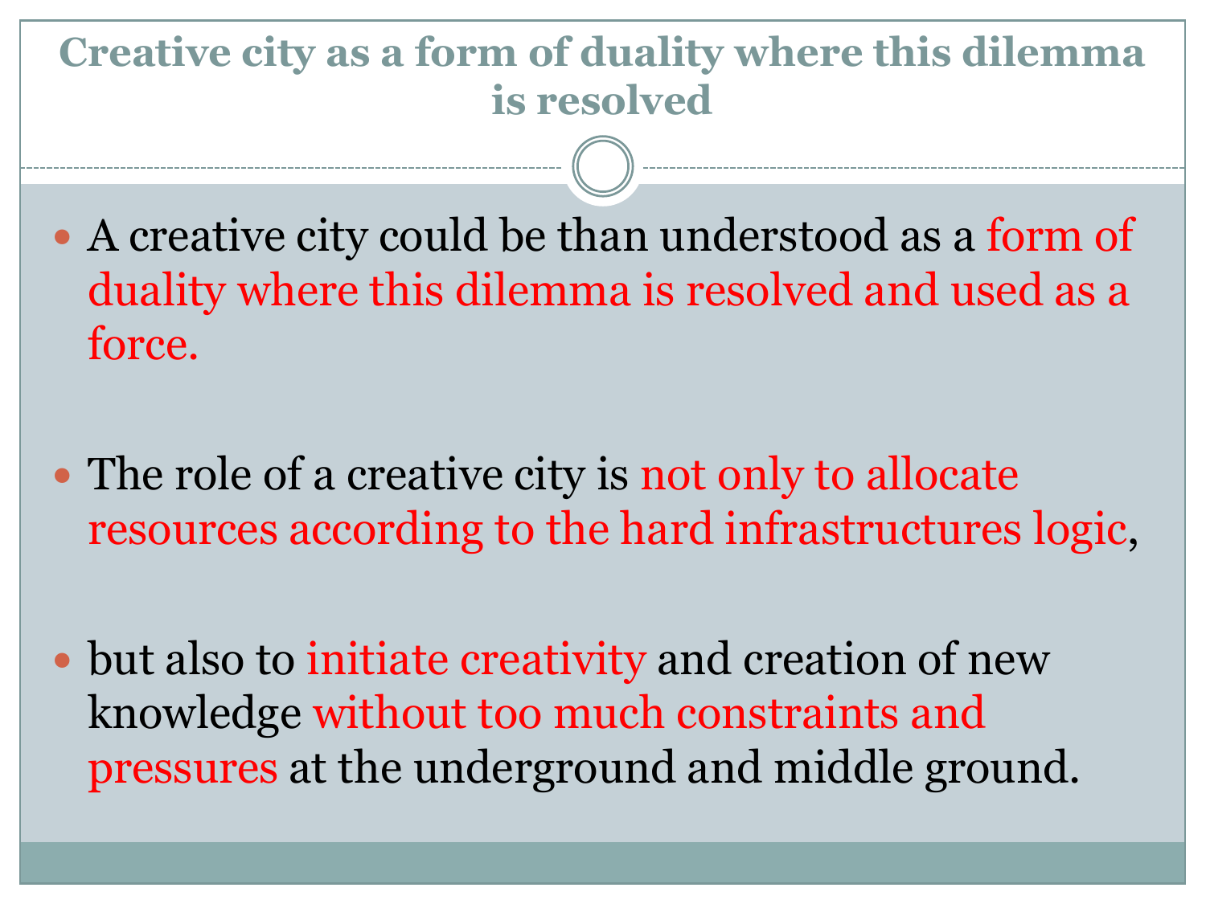# Creative city as a form of duality where this dilemma is resolved

- A creative city could be than understood as a form of duality where this dilemma is resolved and used as a force.

- The role of a creative city is not only to allocate resources according to the hard infrastructures logic,

- but also to initiate creativity and creation of new knowledge without too much constraints and pressures at the underground and middle ground.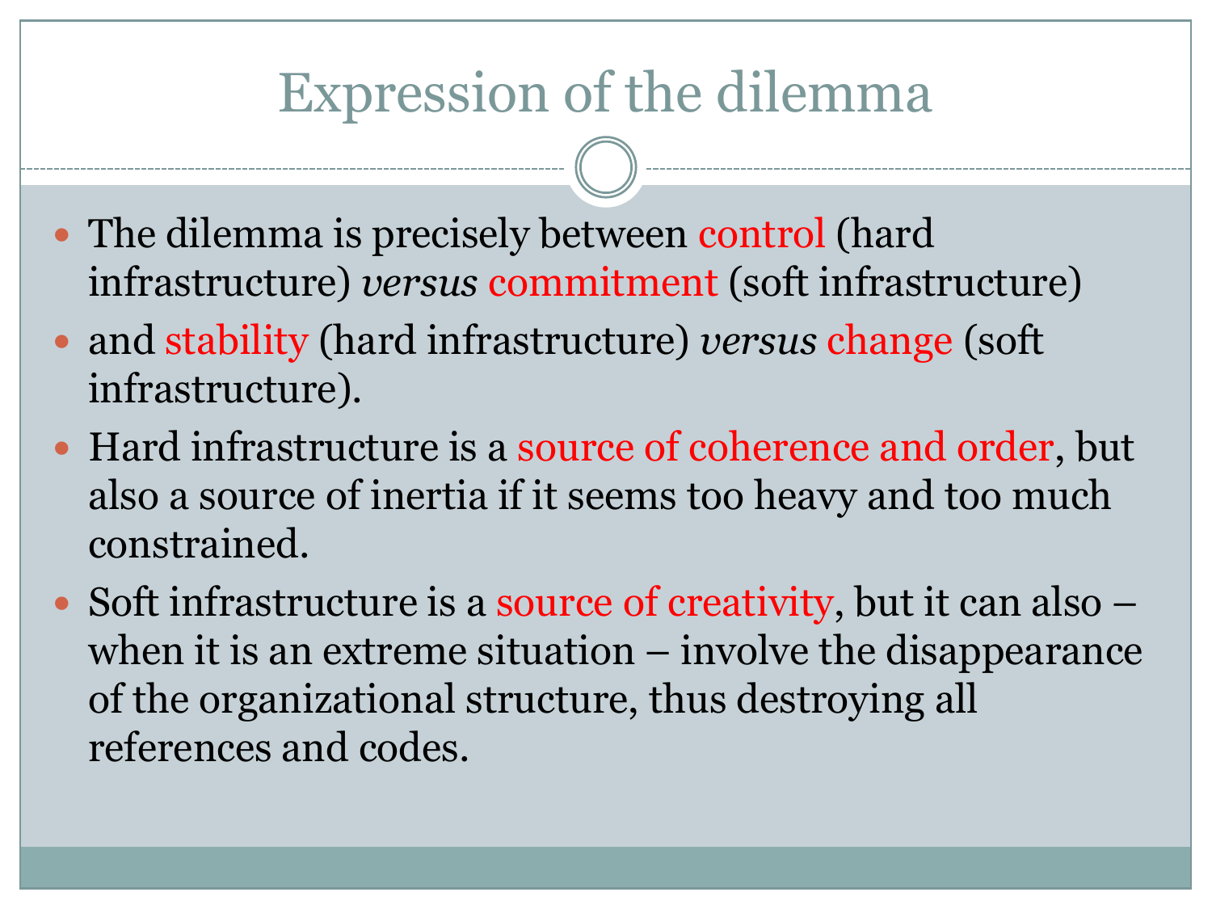# Expression of the dilemma

- The dilemma is precisely between control (hard infrastructure) *versus* commitment (soft infrastructure)
- and stability (hard infrastructure) *versus* change (soft infrastructure).
- Hard infrastructure is a source of coherence and order, but also a source of inertia if it seems too heavy and too much constrained.
- Soft infrastructure is a source of creativity, but it can also – when it is an extreme situation – involve the disappearance of the organizational structure, thus destroying all references and codes.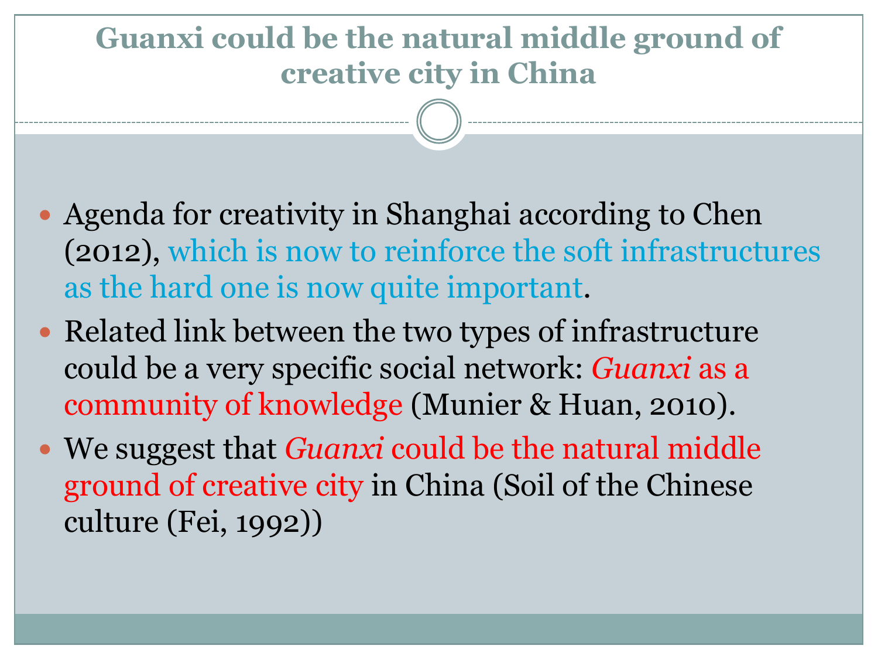# Guanxi could be the natural middle ground of creative city in China

- Agenda for creativity in Shanghai according to Chen (2012), which is now to reinforce the soft infrastructures as the hard one is now quite important.
- Related link between the two types of infrastructure could be a very specific social network: *Guanxi* as a community of knowledge (Munier & Huan, 2010).
- We suggest that *Guanxi* could be the natural middle ground of creative city in China (Soil of the Chinese culture (Fei, 1992))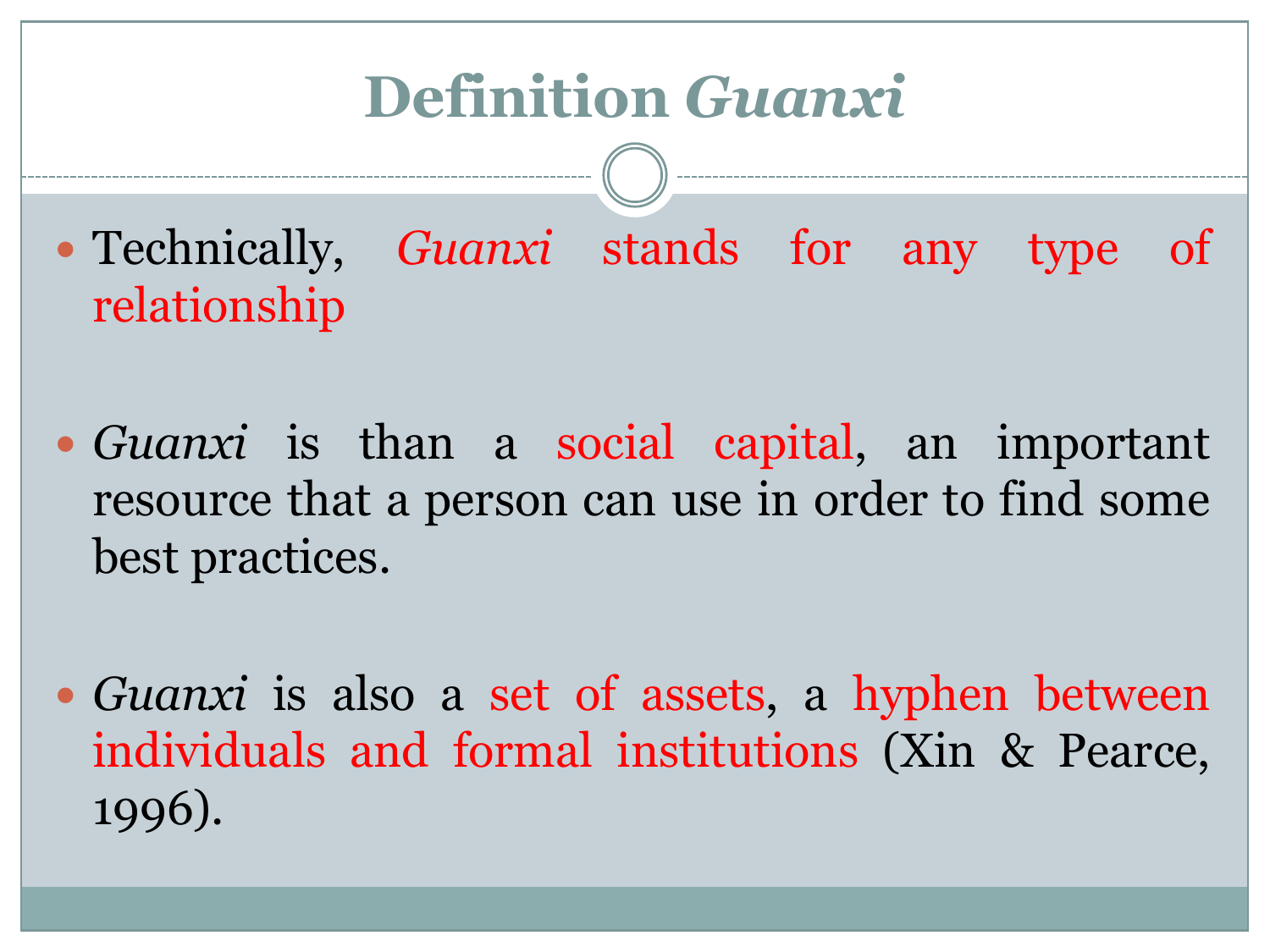# Definition *Guanxi*

- Technically, *Guanxi* stands for any type of relationship

- *Guanxi* is than a social capital, an important resource that a person can use in order to find some best practices.

- *Guanxi* is also a set of assets, a hyphen between individuals and formal institutions (Xin & Pearce, 1996).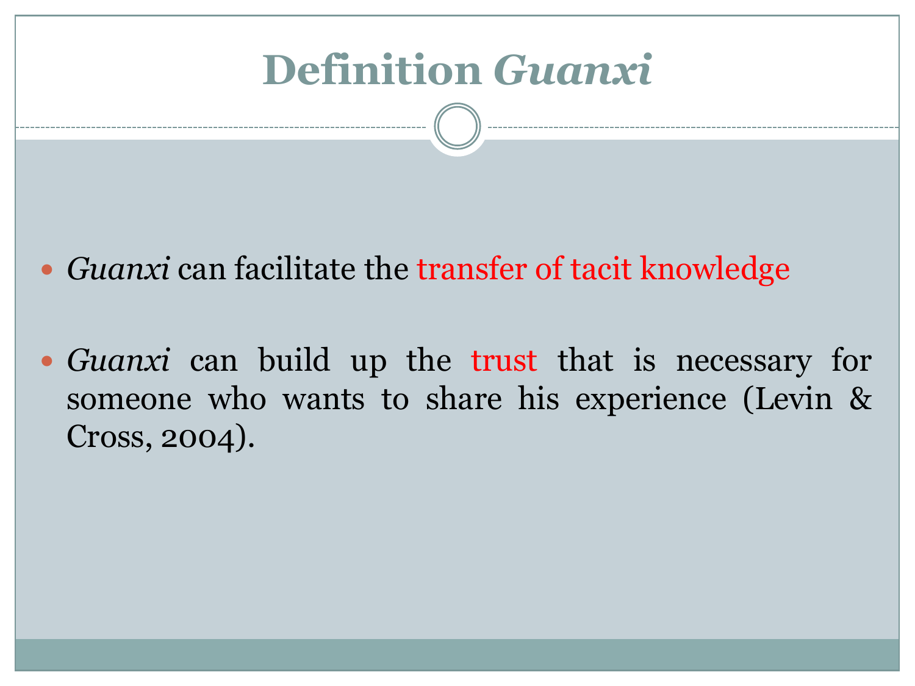# Definition *Guanxi*

- *Guanxi* can facilitate the transfer of tacit knowledge
- *Guanxi* can build up the trust that is necessary for someone who wants to share his experience (Levin & Cross, 2004).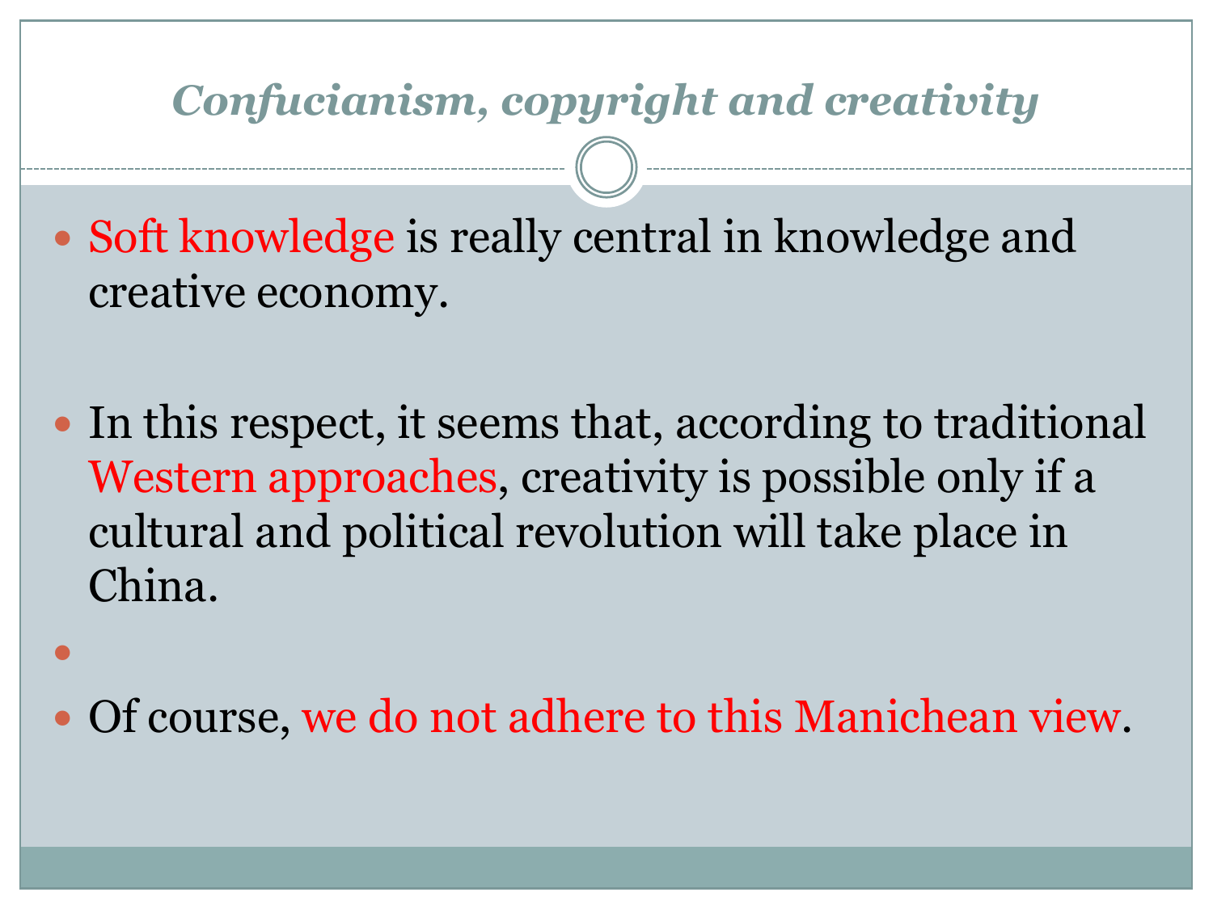## *Confucianism, copyright and creativity*

- Soft knowledge is really central in knowledge and creative economy.

- In this respect, it seems that, according to traditional Western approaches, creativity is possible only if a cultural and political revolution will take place in China.

- Of course, we do not adhere to this Manichean view.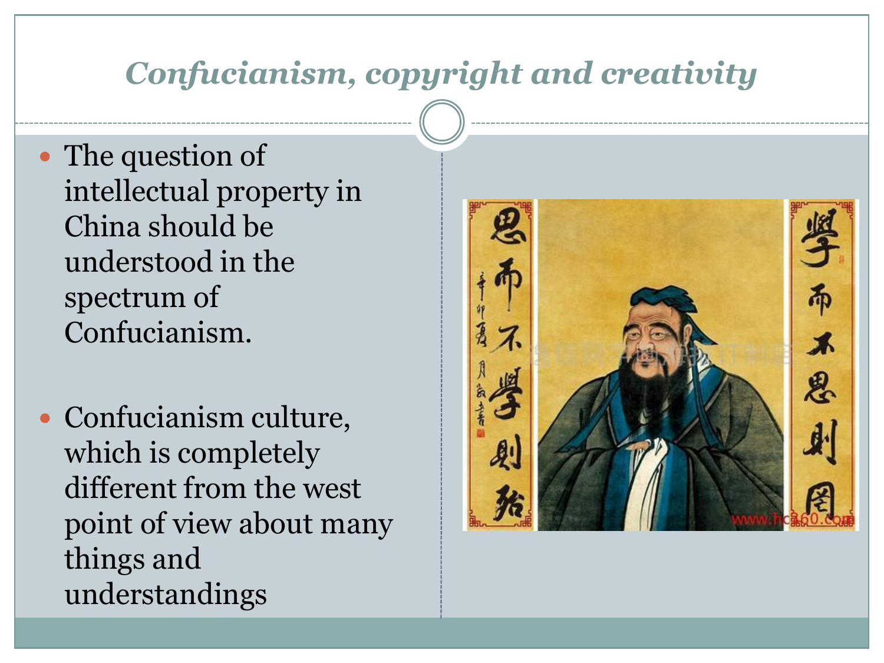# *Confucianism, copyright and creativity*

- The question of intellectual property in China should be understood in the spectrum of Confucianism.
- Confucianism culture, which is completely different from the west point of view about many things and understandings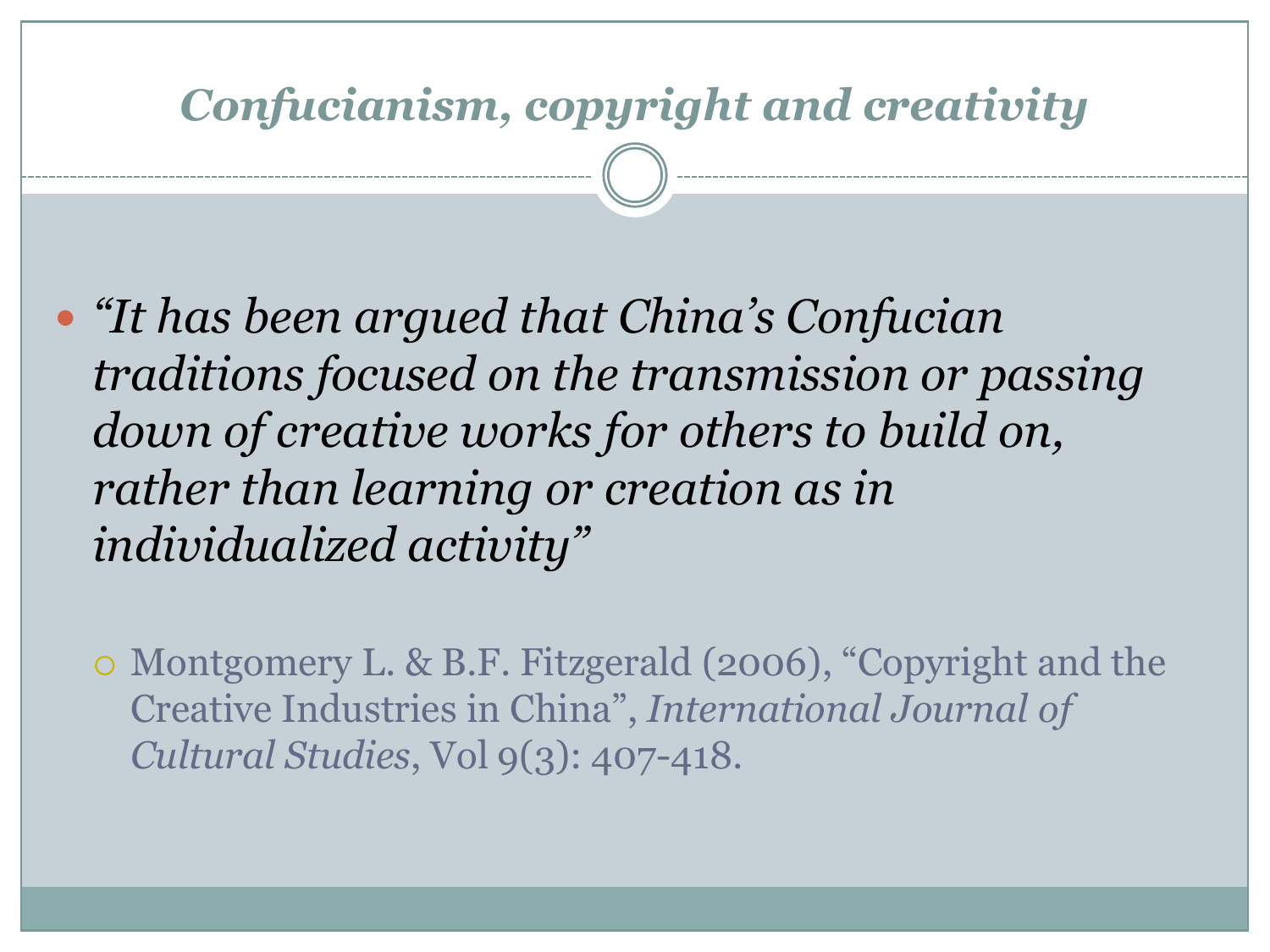## *Confucianism, copyright and creativity*

- *"It has been argued that China's Confucian traditions focused on the transmission or passing down of creative works for others to build on, rather than learning or creation as in individualized activity"*
  - Montgomery L. & B.F. Fitzgerald (2006), "Copyright and the Creative Industries in China", *International Journal of Cultural Studies*, Vol 9(3): 407-418.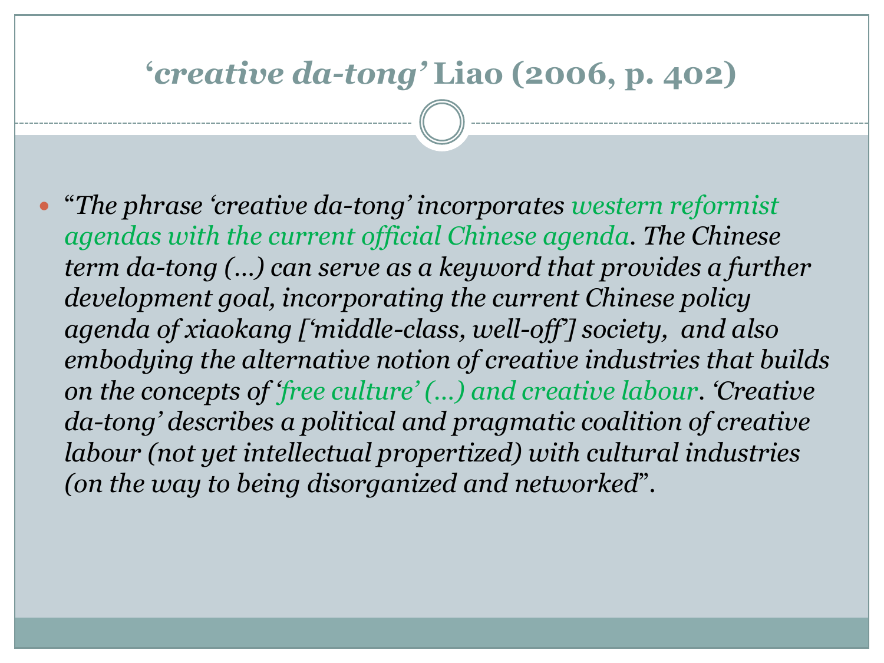# *'creative da-tong'* Liao (2006, p. 402)

- "*The phrase 'creative da-tong' incorporates western reformist agendas with the current official Chinese agenda. The Chinese term da-tong (…) can serve as a keyword that provides a further development goal, incorporating the current Chinese policy agenda of xiaokang ['middle-class, well-off'] society, and also embodying the alternative notion of creative industries that builds on the concepts of 'free culture' (…) and creative labour. 'Creative da-tong' describes a political and pragmatic coalition of creative labour (not yet intellectual propertized) with cultural industries (on the way to being disorganized and networked*".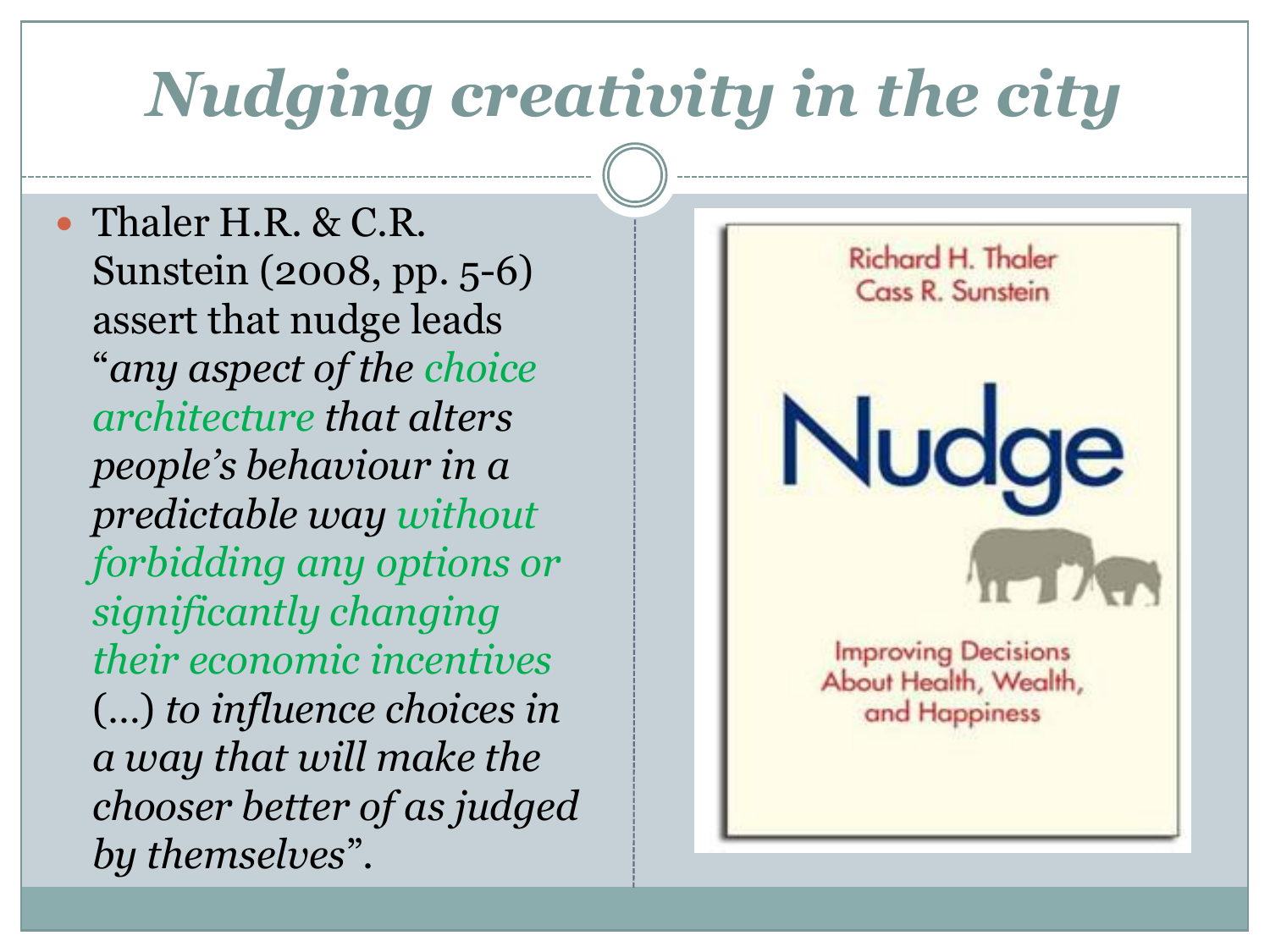# *Nudging creativity in the city*

- Thaler H.R. & C.R. Sunstein (2008, pp. 5-6) assert that nudge leads "*any aspect of the choice architecture that alters people's behaviour in a predictable way without forbidding any options or significantly changing their economic incentives* (…) *to influence choices in a way that will make the chooser better of as judged by themselves*".

Richard H. Thaler
Cass R. Sunstein

Nudge

Improving Decisions About Health, Wealth, and Happiness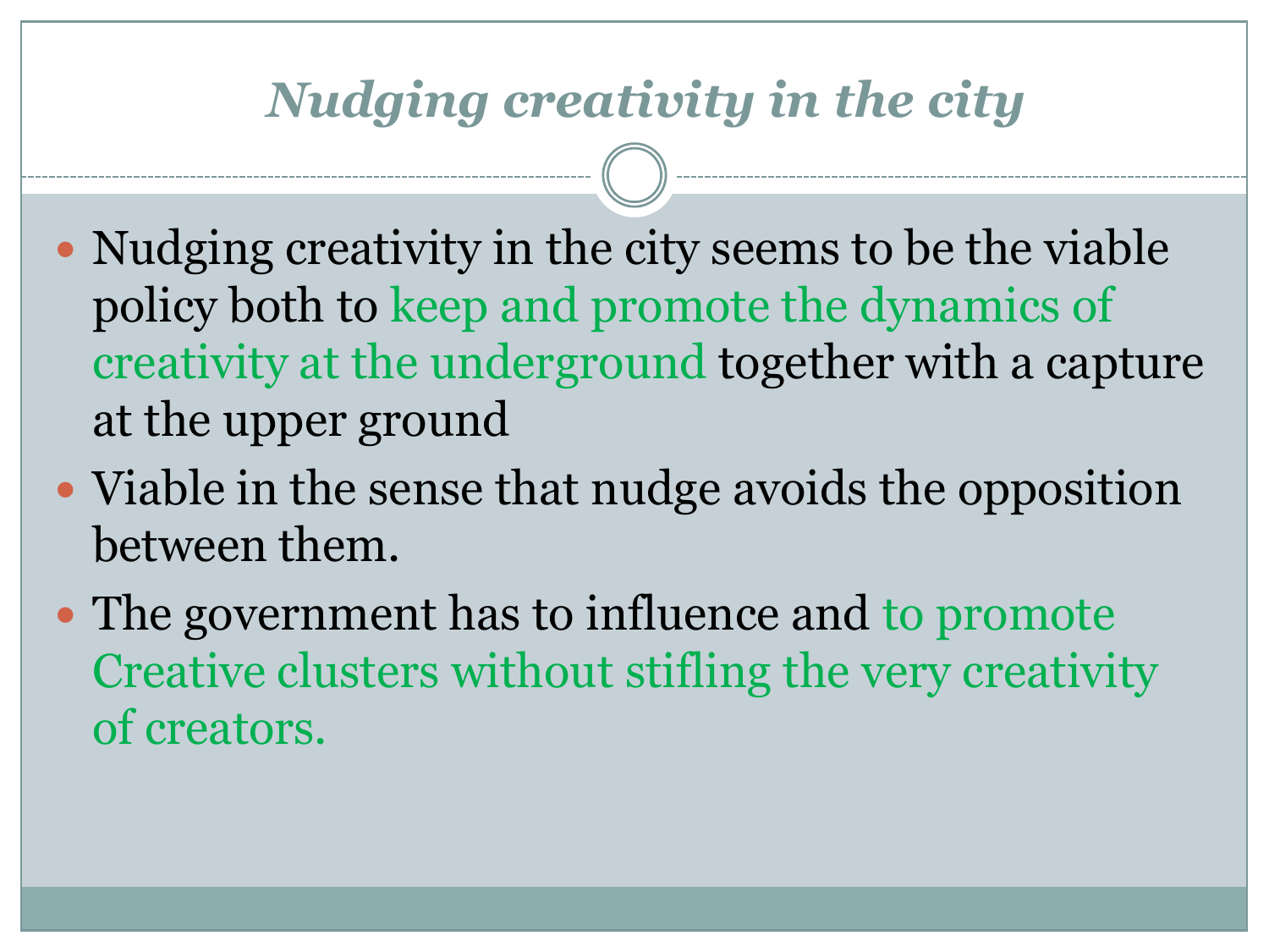# *Nudging creativity in the city*

- Nudging creativity in the city seems to be the viable policy both to keep and promote the dynamics of creativity at the underground together with a capture at the upper ground
- Viable in the sense that nudge avoids the opposition between them.
- The government has to influence and to promote Creative clusters without stifling the very creativity of creators.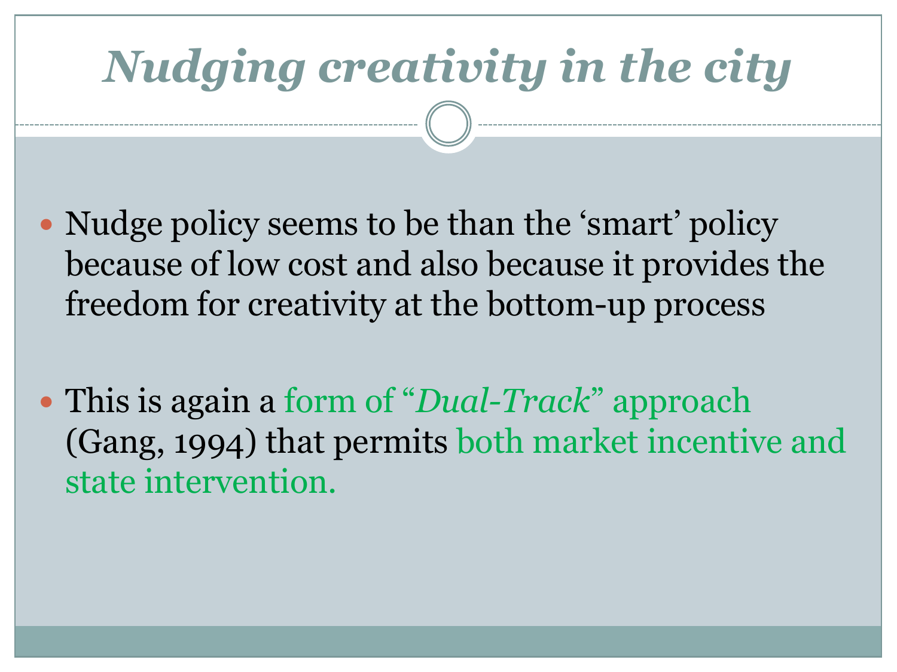# *Nudging creativity in the city*

- Nudge policy seems to be than the 'smart' policy because of low cost and also because it provides the freedom for creativity at the bottom-up process

- This is again a form of "*Dual-Track*" approach (Gang, 1994) that permits both market incentive and state intervention.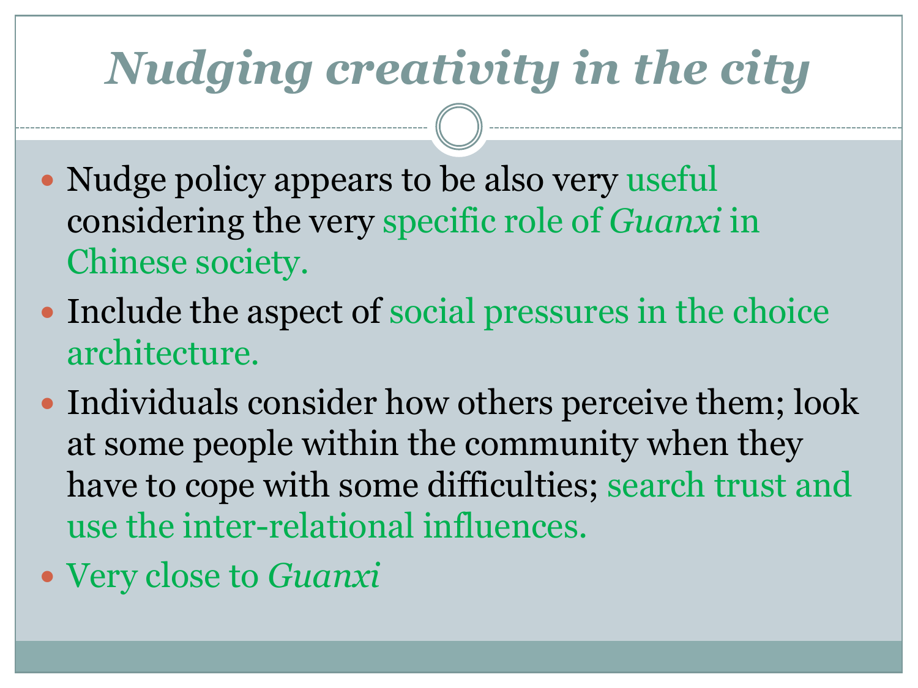# *Nudging creativity in the city*

- Nudge policy appears to be also very useful considering the very specific role of *Guanxi* in Chinese society.
- Include the aspect of social pressures in the choice architecture.
- Individuals consider how others perceive them; look at some people within the community when they have to cope with some difficulties; search trust and use the inter-relational influences.
- Very close to *Guanxi*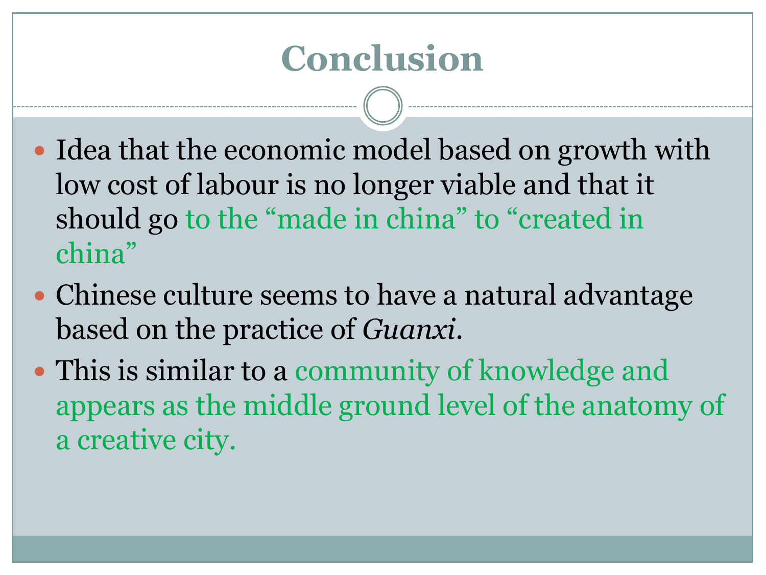# Conclusion

- Idea that the economic model based on growth with low cost of labour is no longer viable and that it should go to the “made in china” to “created in china”
- Chinese culture seems to have a natural advantage based on the practice of *Guanxi*.
- This is similar to a community of knowledge and appears as the middle ground level of the anatomy of a creative city.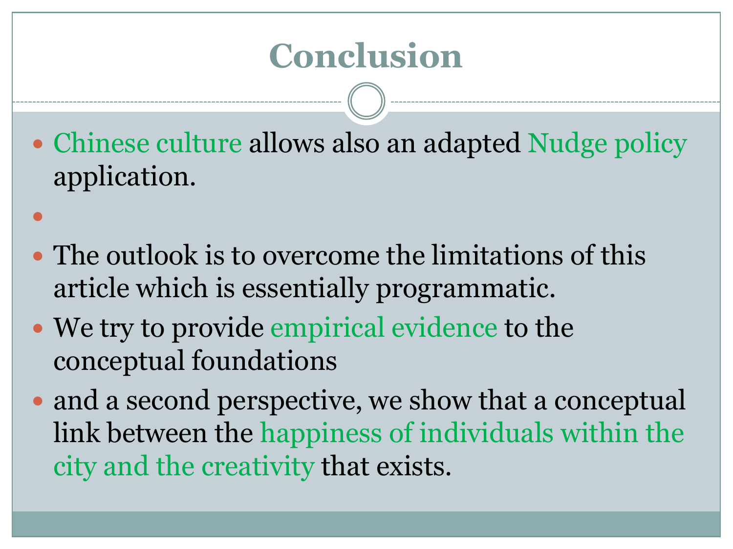# Conclusion

- Chinese culture allows also an adapted Nudge policy application.
- 
- The outlook is to overcome the limitations of this article which is essentially programmatic.
- We try to provide empirical evidence to the conceptual foundations
- and a second perspective, we show that a conceptual link between the happiness of individuals within the city and the creativity that exists.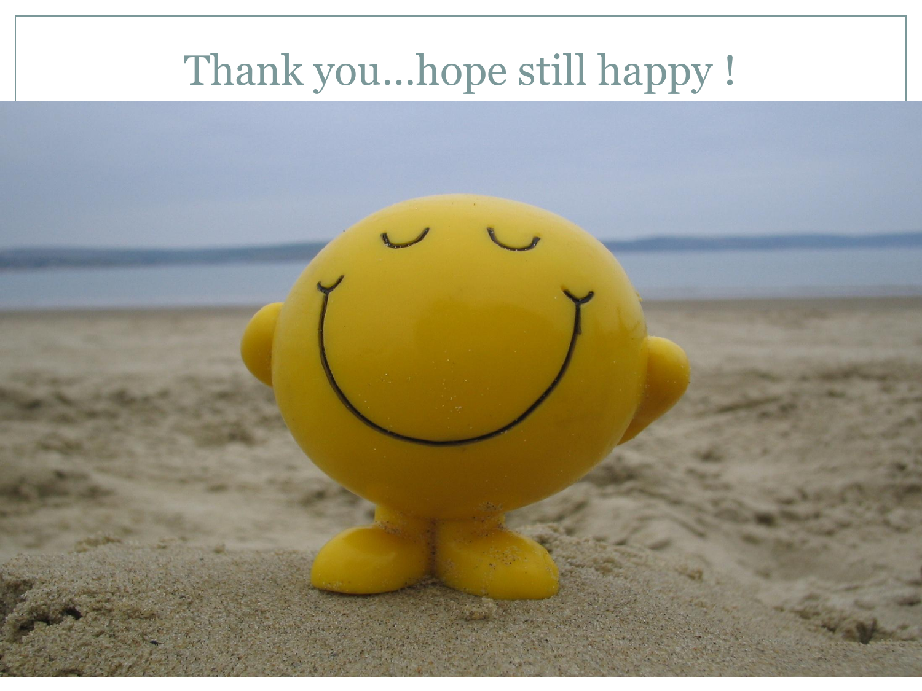# Thank you…hope still happy !